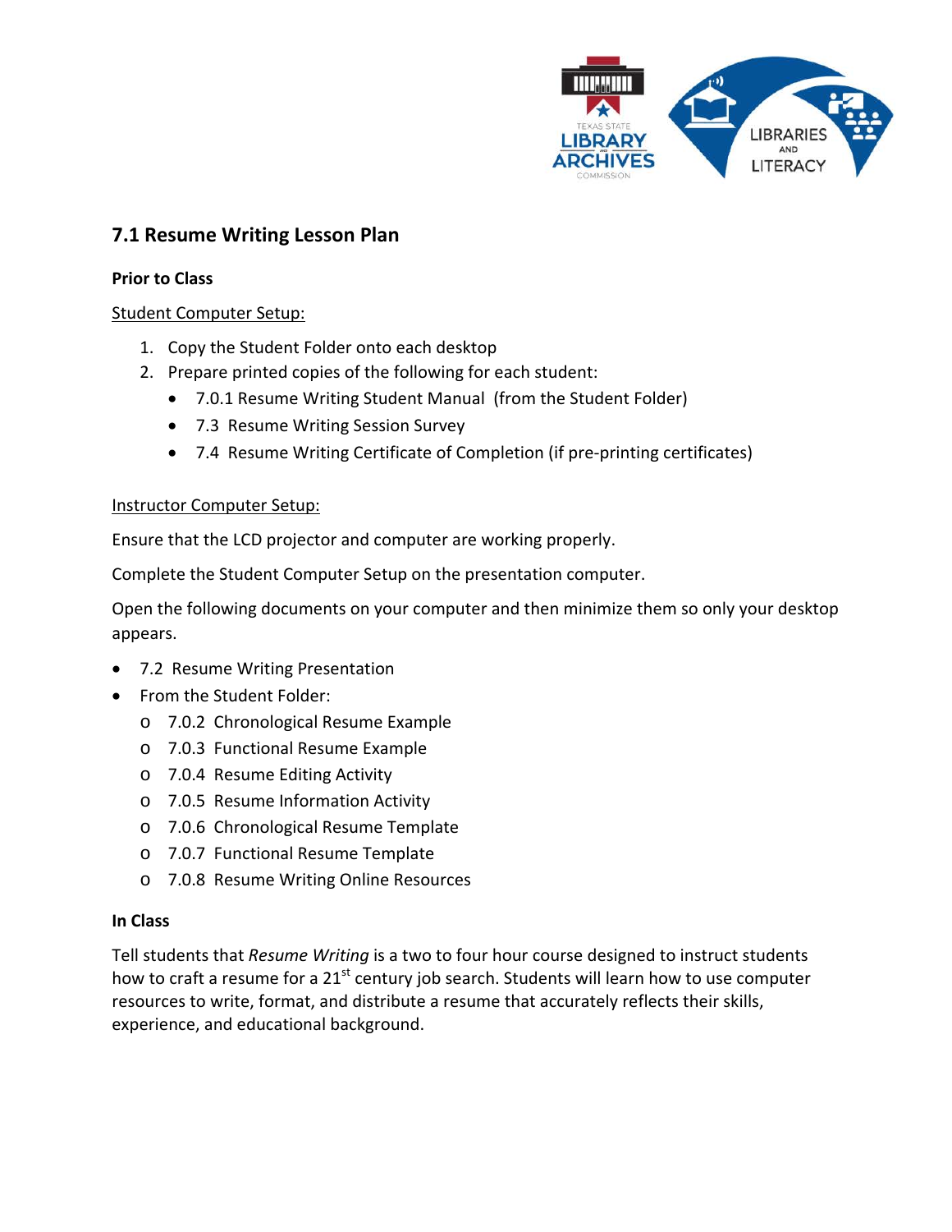## 7.1 Resume Writing Lesson Plan

**Prior to Class**

Student Computer Setup:

1. Copy the Student Folder onto each desktop
2. Prepare printed copies of the following for each student:
   - 7.0.1 Resume Writing Student Manual (from the Student Folder)
   - 7.3 Resume Writing Session Survey
   - 7.4 Resume Writing Certificate of Completion (if pre-printing certificates)

Instructor Computer Setup:

Ensure that the LCD projector and computer are working properly.

Complete the Student Computer Setup on the presentation computer.

Open the following documents on your computer and then minimize them so only your desktop appears.

- 7.2 Resume Writing Presentation
- From the Student Folder:
  - 7.0.2 Chronological Resume Example
  - 7.0.3 Functional Resume Example
  - 7.0.4 Resume Editing Activity
  - 7.0.5 Resume Information Activity
  - 7.0.6 Chronological Resume Template
  - 7.0.7 Functional Resume Template
  - 7.0.8 Resume Writing Online Resources

**In Class**

Tell students that *Resume Writing* is a two to four hour course designed to instruct students how to craft a resume for a 21st century job search. Students will learn how to use computer resources to write, format, and distribute a resume that accurately reflects their skills, experience, and educational background.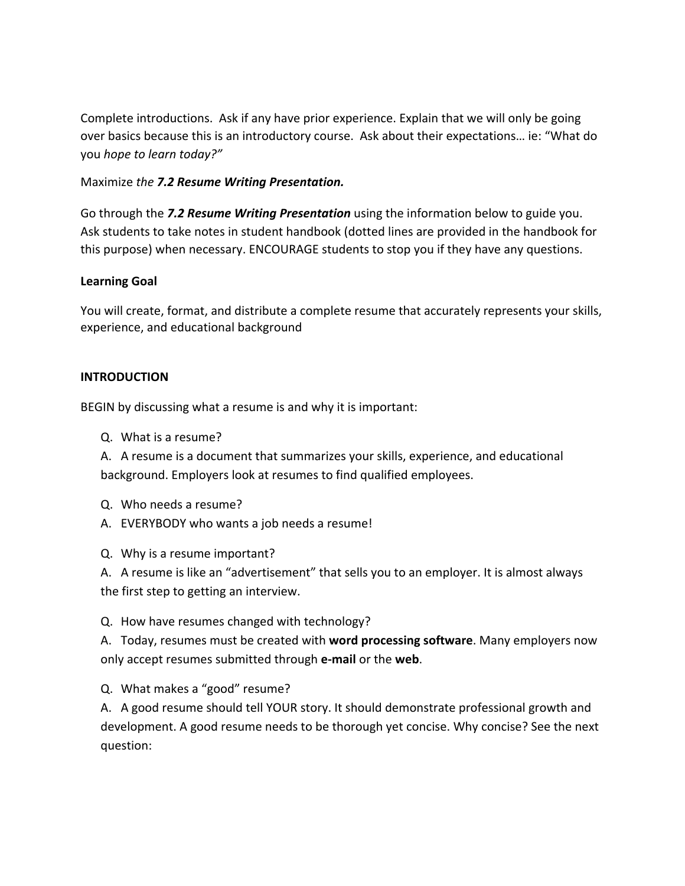Complete introductions. Ask if any have prior experience. Explain that we will only be going over basics because this is an introductory course. Ask about their expectations… ie: "What do you *hope to learn today?"*

Maximize *the **7.2 Resume Writing Presentation.***

Go through the ***7.2 Resume Writing Presentation*** using the information below to guide you. Ask students to take notes in student handbook (dotted lines are provided in the handbook for this purpose) when necessary. ENCOURAGE students to stop you if they have any questions.

**Learning Goal**

You will create, format, and distribute a complete resume that accurately represents your skills, experience, and educational background

**INTRODUCTION**

BEGIN by discussing what a resume is and why it is important:

Q. What is a resume?
A. A resume is a document that summarizes your skills, experience, and educational background. Employers look at resumes to find qualified employees.

Q. Who needs a resume?
A. EVERYBODY who wants a job needs a resume!

Q. Why is a resume important?
A. A resume is like an "advertisement" that sells you to an employer. It is almost always the first step to getting an interview.

Q. How have resumes changed with technology?
A. Today, resumes must be created with **word processing software**. Many employers now only accept resumes submitted through **e-mail** or the **web**.

Q. What makes a "good" resume?
A. A good resume should tell YOUR story. It should demonstrate professional growth and development. A good resume needs to be thorough yet concise. Why concise? See the next question: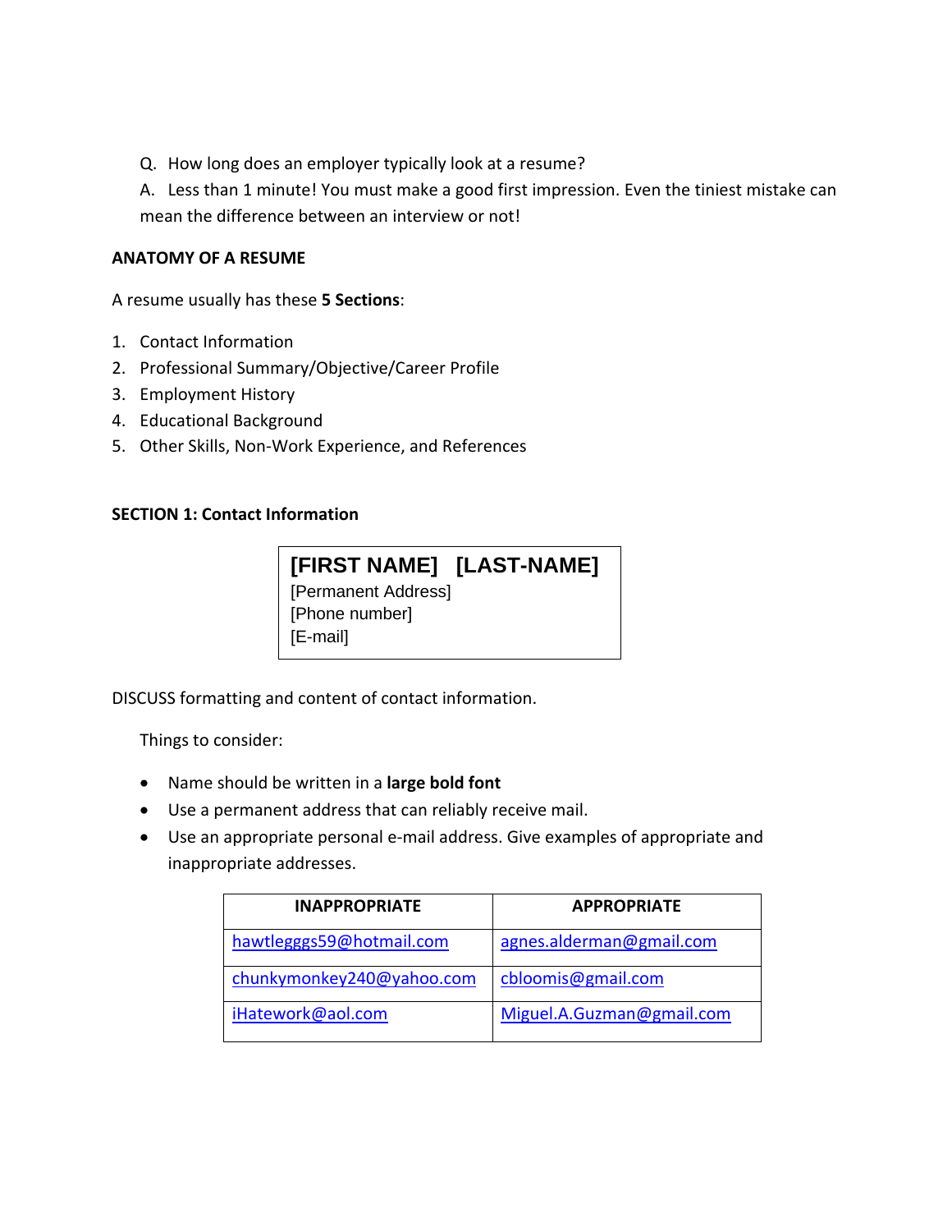Q. How long does an employer typically look at a resume?

A. Less than 1 minute! You must make a good first impression. Even the tiniest mistake can mean the difference between an interview or not!

**ANATOMY OF A RESUME**

A resume usually has these **5 Sections**:

1. Contact Information
2. Professional Summary/Objective/Career Profile
3. Employment History
4. Educational Background
5. Other Skills, Non-Work Experience, and References

**SECTION 1: Contact Information**

| |
|---|
| **[FIRST NAME] [LAST-NAME]**<br>[Permanent Address]<br>[Phone number]<br>[E-mail] |

DISCUSS formatting and content of contact information.

Things to consider:

- Name should be written in a **large bold font**
- Use a permanent address that can reliably receive mail.
- Use an appropriate personal e-mail address. Give examples of appropriate and inappropriate addresses.

| INAPPROPRIATE | APPROPRIATE |
|---|---|
| hawtlegggs59@hotmail.com | agnes.alderman@gmail.com |
| chunkymonkey240@yahoo.com | cbloomis@gmail.com |
| iHatework@aol.com | Miguel.A.Guzman@gmail.com |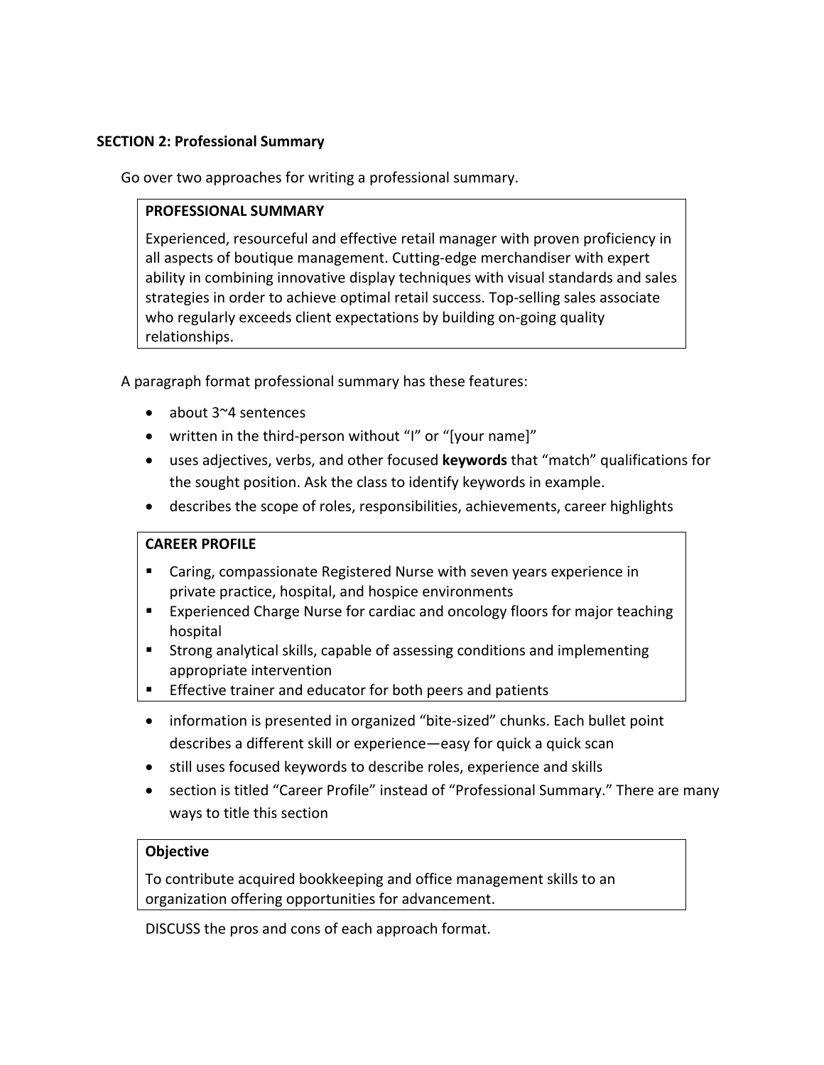**SECTION 2: Professional Summary**

Go over two approaches for writing a professional summary.

> **PROFESSIONAL SUMMARY**
>
> Experienced, resourceful and effective retail manager with proven proficiency in all aspects of boutique management. Cutting-edge merchandiser with expert ability in combining innovative display techniques with visual standards and sales strategies in order to achieve optimal retail success. Top-selling sales associate who regularly exceeds client expectations by building on-going quality relationships.

A paragraph format professional summary has these features:

- about 3~4 sentences
- written in the third-person without "I" or "[your name]"
- uses adjectives, verbs, and other focused **keywords** that "match" qualifications for the sought position. Ask the class to identify keywords in example.
- describes the scope of roles, responsibilities, achievements, career highlights

> **CAREER PROFILE**
>
> - Caring, compassionate Registered Nurse with seven years experience in private practice, hospital, and hospice environments
> - Experienced Charge Nurse for cardiac and oncology floors for major teaching hospital
> - Strong analytical skills, capable of assessing conditions and implementing appropriate intervention
> - Effective trainer and educator for both peers and patients

- information is presented in organized "bite-sized" chunks. Each bullet point describes a different skill or experience—easy for quick a quick scan
- still uses focused keywords to describe roles, experience and skills
- section is titled "Career Profile" instead of "Professional Summary." There are many ways to title this section

> **Objective**
>
> To contribute acquired bookkeeping and office management skills to an organization offering opportunities for advancement.

DISCUSS the pros and cons of each approach format.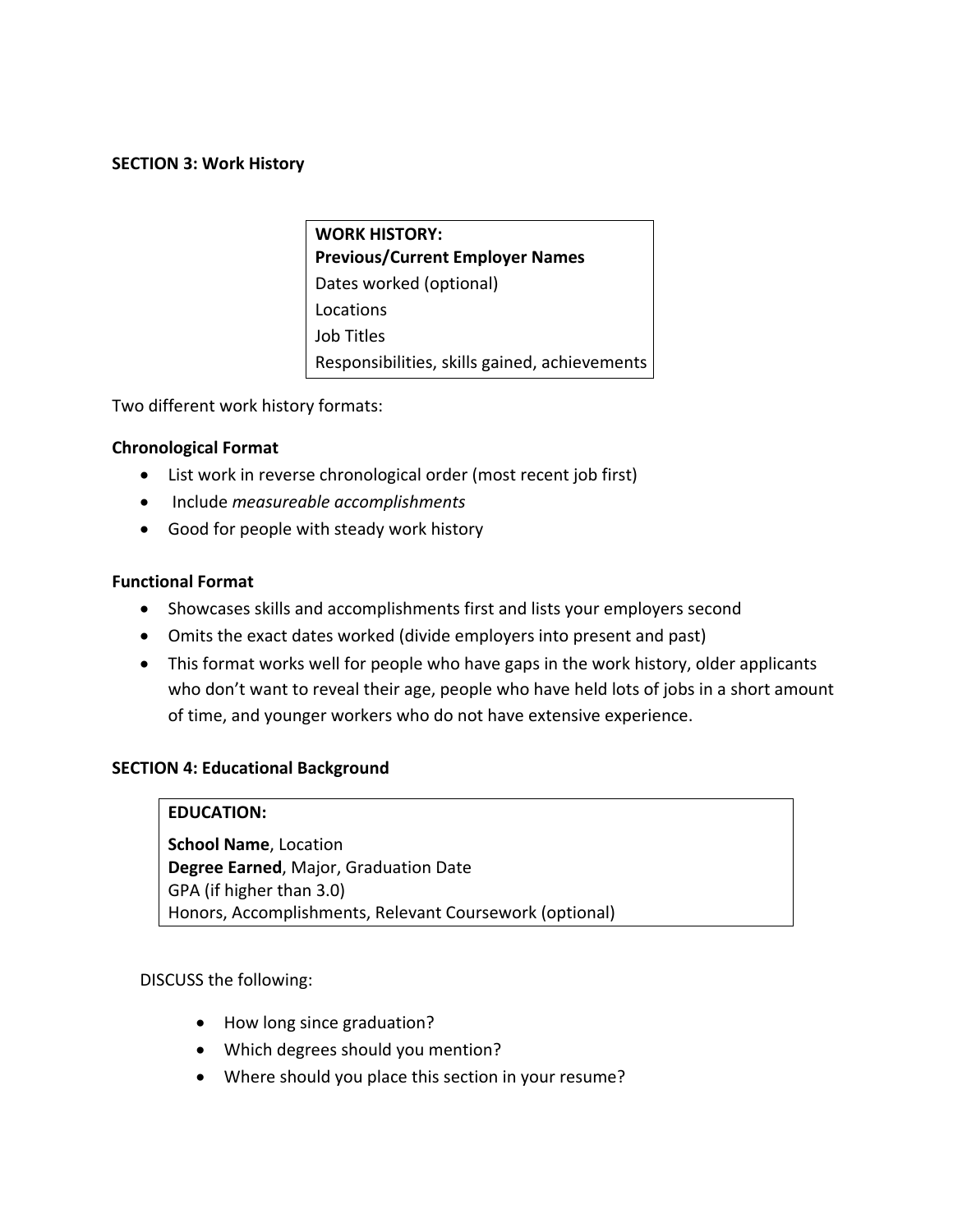**SECTION 3: Work History**

> **WORK HISTORY:**
> **Previous/Current Employer Names**
> Dates worked (optional)
> Locations
> Job Titles
> Responsibilities, skills gained, achievements

Two different work history formats:

**Chronological Format**

- List work in reverse chronological order (most recent job first)
- Include *measureable accomplishments*
- Good for people with steady work history

**Functional Format**

- Showcases skills and accomplishments first and lists your employers second
- Omits the exact dates worked (divide employers into present and past)
- This format works well for people who have gaps in the work history, older applicants who don't want to reveal their age, people who have held lots of jobs in a short amount of time, and younger workers who do not have extensive experience.

**SECTION 4: Educational Background**

> **EDUCATION:**
>
> **School Name**, Location
> **Degree Earned**, Major, Graduation Date
> GPA (if higher than 3.0)
> Honors, Accomplishments, Relevant Coursework (optional)

DISCUSS the following:

- How long since graduation?
- Which degrees should you mention?
- Where should you place this section in your resume?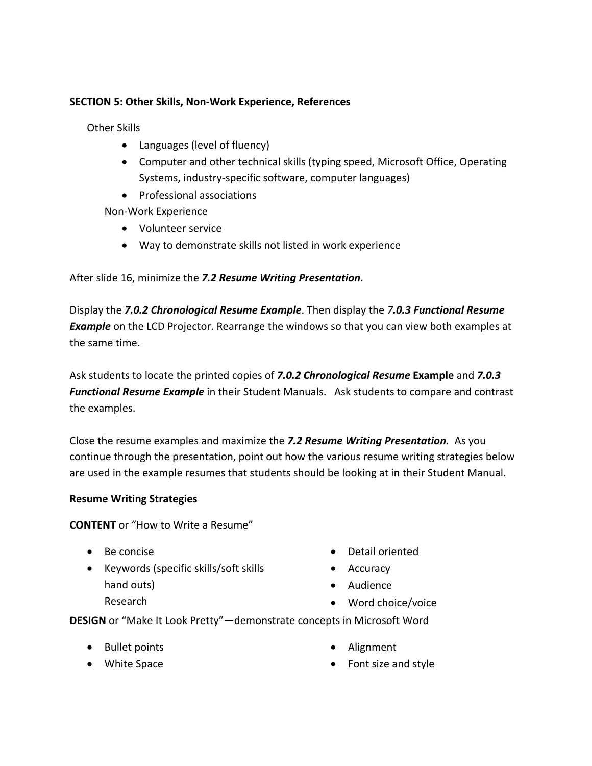**SECTION 5: Other Skills, Non-Work Experience, References**

Other Skills

- Languages (level of fluency)
- Computer and other technical skills (typing speed, Microsoft Office, Operating Systems, industry-specific software, computer languages)
- Professional associations

Non-Work Experience

- Volunteer service
- Way to demonstrate skills not listed in work experience

After slide 16, minimize the ***7.2 Resume Writing Presentation.***

Display the ***7.0.2 Chronological Resume Example***. Then display the ***7.0.3 Functional Resume Example*** on the LCD Projector. Rearrange the windows so that you can view both examples at the same time.

Ask students to locate the printed copies of ***7.0.2 Chronological Resume* Example** and ***7.0.3 Functional Resume Example*** in their Student Manuals. Ask students to compare and contrast the examples.

Close the resume examples and maximize the ***7.2 Resume Writing Presentation.*** As you continue through the presentation, point out how the various resume writing strategies below are used in the example resumes that students should be looking at in their Student Manual.

**Resume Writing Strategies**

**CONTENT** or "How to Write a Resume"

- Be concise
- Keywords (specific skills/soft skills hand outs)
  Research
- Detail oriented
- Accuracy
- Audience
- Word choice/voice

**DESIGN** or "Make It Look Pretty"—demonstrate concepts in Microsoft Word

- Bullet points
- White Space
- Alignment
- Font size and style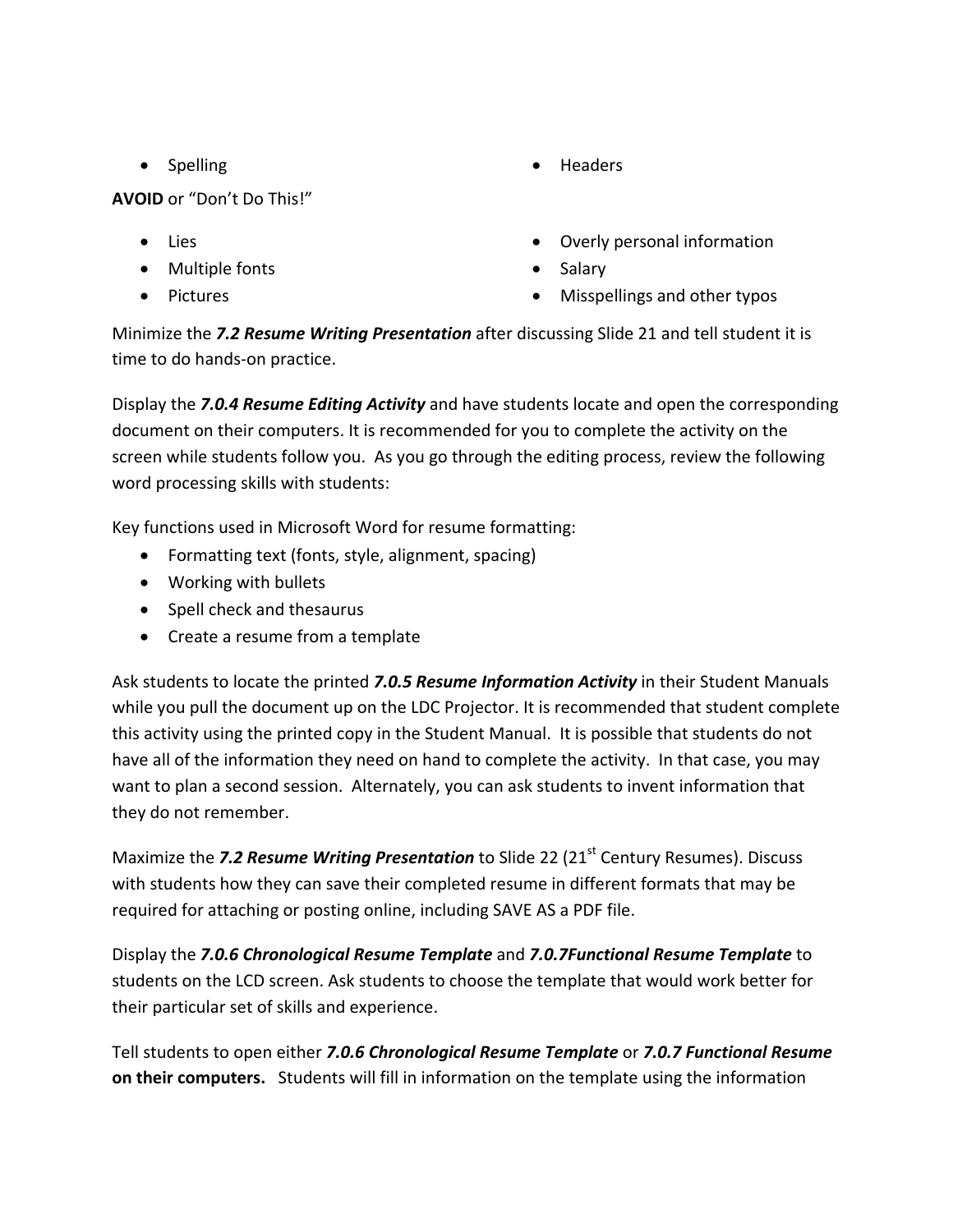- Spelling
- Headers

**AVOID** or "Don't Do This!"

- Lies
- Multiple fonts
- Pictures
- Overly personal information
- Salary
- Misspellings and other typos

Minimize the ***7.2 Resume Writing Presentation*** after discussing Slide 21 and tell student it is time to do hands-on practice.

Display the ***7.0.4 Resume Editing Activity*** and have students locate and open the corresponding document on their computers. It is recommended for you to complete the activity on the screen while students follow you. As you go through the editing process, review the following word processing skills with students:

Key functions used in Microsoft Word for resume formatting:

- Formatting text (fonts, style, alignment, spacing)
- Working with bullets
- Spell check and thesaurus
- Create a resume from a template

Ask students to locate the printed ***7.0.5 Resume Information Activity*** in their Student Manuals while you pull the document up on the LDC Projector. It is recommended that student complete this activity using the printed copy in the Student Manual. It is possible that students do not have all of the information they need on hand to complete the activity. In that case, you may want to plan a second session. Alternately, you can ask students to invent information that they do not remember.

Maximize the ***7.2 Resume Writing Presentation*** to Slide 22 (21st Century Resumes). Discuss with students how they can save their completed resume in different formats that may be required for attaching or posting online, including SAVE AS a PDF file.

Display the ***7.0.6 Chronological Resume Template*** and ***7.0.7Functional Resume Template*** to students on the LCD screen. Ask students to choose the template that would work better for their particular set of skills and experience.

Tell students to open either ***7.0.6 Chronological Resume Template*** or ***7.0.7 Functional Resume*** **on their computers.** Students will fill in information on the template using the information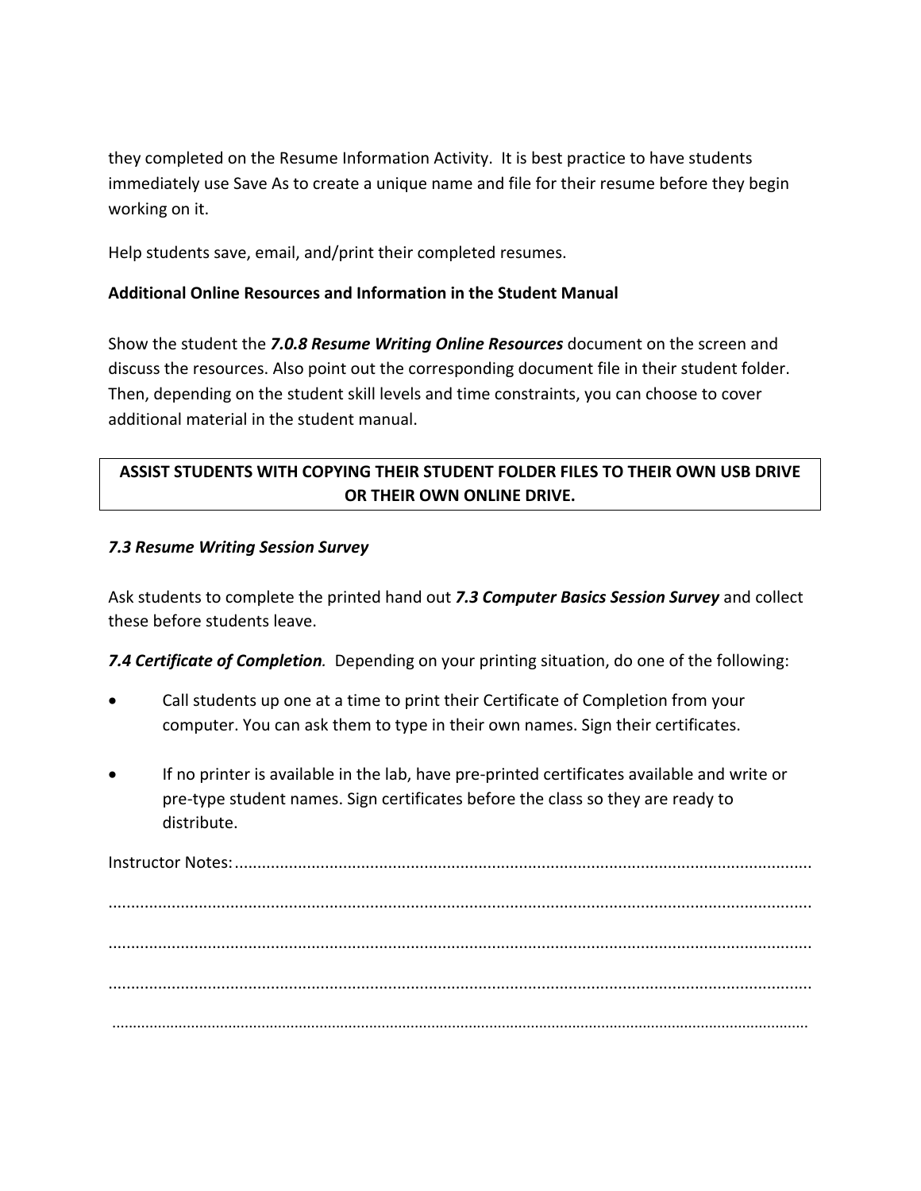they completed on the Resume Information Activity. It is best practice to have students immediately use Save As to create a unique name and file for their resume before they begin working on it.

Help students save, email, and/print their completed resumes.

**Additional Online Resources and Information in the Student Manual**

Show the student the ***7.0.8 Resume Writing Online Resources*** document on the screen and discuss the resources. Also point out the corresponding document file in their student folder. Then, depending on the student skill levels and time constraints, you can choose to cover additional material in the student manual.

**ASSIST STUDENTS WITH COPYING THEIR STUDENT FOLDER FILES TO THEIR OWN USB DRIVE OR THEIR OWN ONLINE DRIVE.**

***7.3 Resume Writing Session Survey***

Ask students to complete the printed hand out ***7.3 Computer Basics Session Survey*** and collect these before students leave.

***7.4 Certificate of Completion**.* Depending on your printing situation, do one of the following:

- Call students up one at a time to print their Certificate of Completion from your computer. You can ask them to type in their own names. Sign their certificates.
- If no printer is available in the lab, have pre-printed certificates available and write or pre-type student names. Sign certificates before the class so they are ready to distribute.

Instructor Notes:...............................................................................................................................

...........................................................................................................................................................

...........................................................................................................................................................

...........................................................................................................................................................

...........................................................................................................................................................